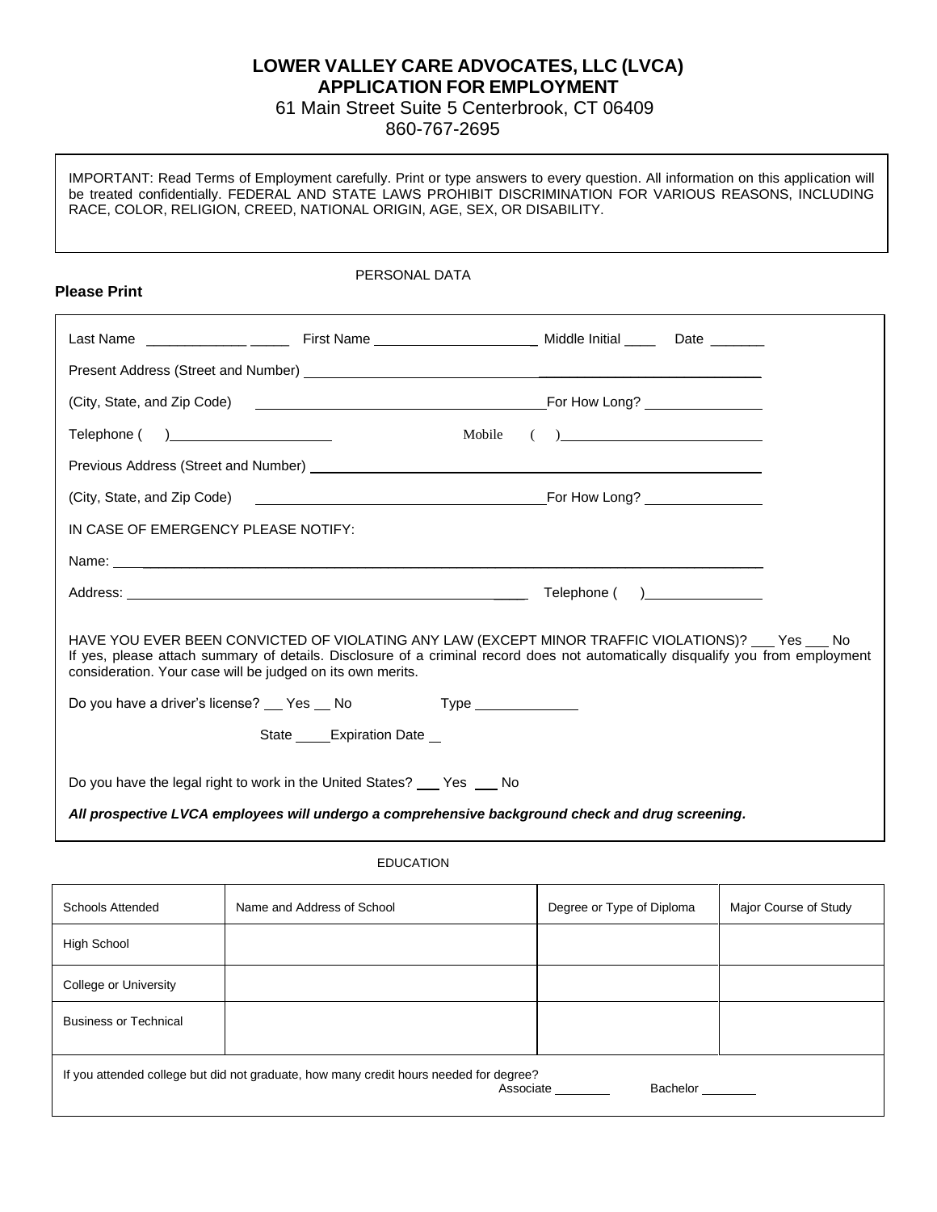# LOWER VALLEY CARE ADVOCATES, LLC (LVCA)
## APPLICATION FOR EMPLOYMENT

61 Main Street Suite 5 Centerbrook, CT 06409
860-767-2695

IMPORTANT: Read Terms of Employment carefully. Print or type answers to every question. All information on this application will be treated confidentially. FEDERAL AND STATE LAWS PROHIBIT DISCRIMINATION FOR VARIOUS REASONS, INCLUDING RACE, COLOR, RELIGION, CREED, NATIONAL ORIGIN, AGE, SEX, OR DISABILITY.

PERSONAL DATA

**Please Print**

Last Name ______________ ______ First Name _____________________ Middle Initial ____ Date _______

Present Address (Street and Number) ____________________________________________

(City, State, and Zip Code) ____________________________________ For How Long? _______________

Telephone ( ) ____________________ Mobile ( ) ____________________

Previous Address (Street and Number) ____________________________________________

(City, State, and Zip Code) ____________________________________ For How Long? _______________

IN CASE OF EMERGENCY PLEASE NOTIFY:

Name: ____________________________________________________________

Address: ____________________________________________ Telephone ( ) _______________

HAVE YOU EVER BEEN CONVICTED OF VIOLATING ANY LAW (EXCEPT MINOR TRAFFIC VIOLATIONS)? ___ Yes ___ No
If yes, please attach summary of details. Disclosure of a criminal record does not automatically disqualify you from employment consideration. Your case will be judged on its own merits.

Do you have a driver's license? __ Yes __ No Type _____________

State _____ Expiration Date __

Do you have the legal right to work in the United States? ___ Yes ___ No

***All prospective LVCA employees will undergo a comprehensive background check and drug screening.***

EDUCATION

| Schools Attended | Name and Address of School | Degree or Type of Diploma | Major Course of Study |
|---|---|---|---|
| High School | | | |
| College or University | | | |
| Business or Technical | | | |

If you attended college but did not graduate, how many credit hours needed for degree?
Associate ________ Bachelor ________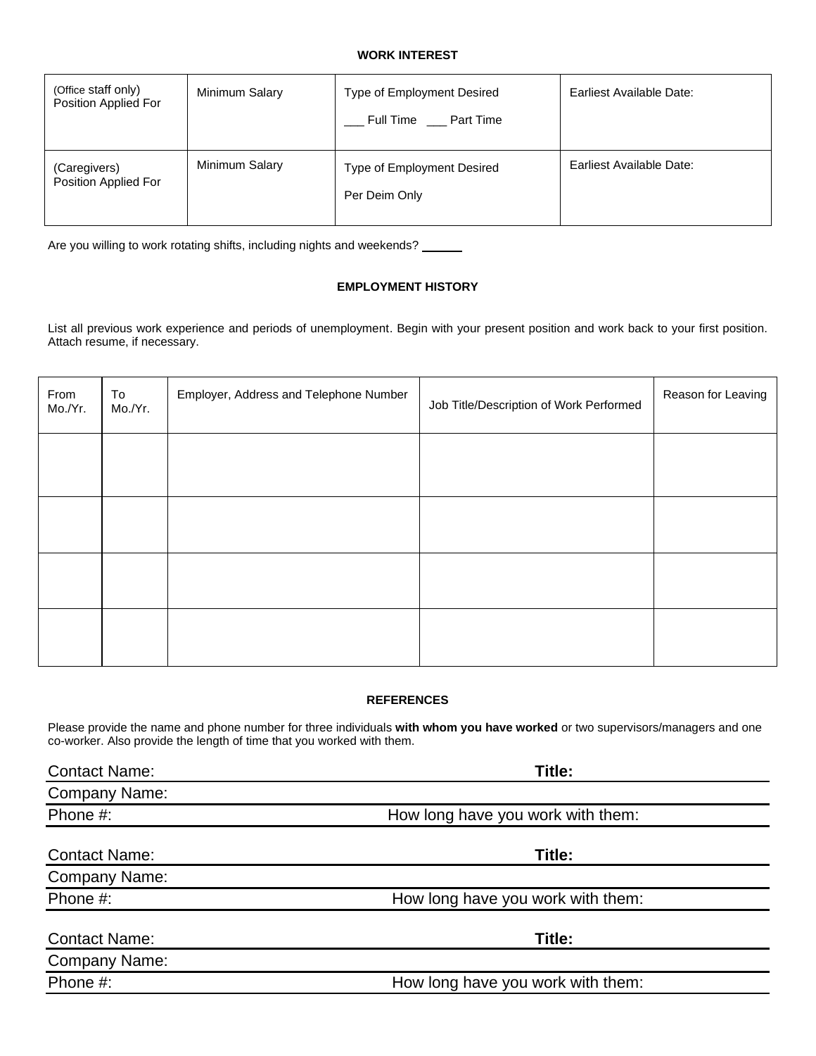## WORK INTEREST

| (Office staff only) Position Applied For | Minimum Salary | Type of Employment Desired<br>___ Full Time ___ Part Time | Earliest Available Date: |
|---|---|---|---|
| (Caregivers) Position Applied For | Minimum Salary | Type of Employment Desired<br>Per Deim Only | Earliest Available Date: |

Are you willing to work rotating shifts, including nights and weekends? ______

## EMPLOYMENT HISTORY

List all previous work experience and periods of unemployment. Begin with your present position and work back to your first position. Attach resume, if necessary.

| From Mo./Yr. | To Mo./Yr. | Employer, Address and Telephone Number | Job Title/Description of Work Performed | Reason for Leaving |
|---|---|---|---|---|
| | | | | |
| | | | | |
| | | | | |
| | | | | |

## REFERENCES

Please provide the name and phone number for three individuals **with whom you have worked** or two supervisors/managers and one co-worker. Also provide the length of time that you worked with them.

Contact Name: **Title:**
Company Name:
Phone #: How long have you work with them:

Contact Name: **Title:**
Company Name:
Phone #: How long have you work with them:

Contact Name: **Title:**
Company Name:
Phone #: How long have you work with them: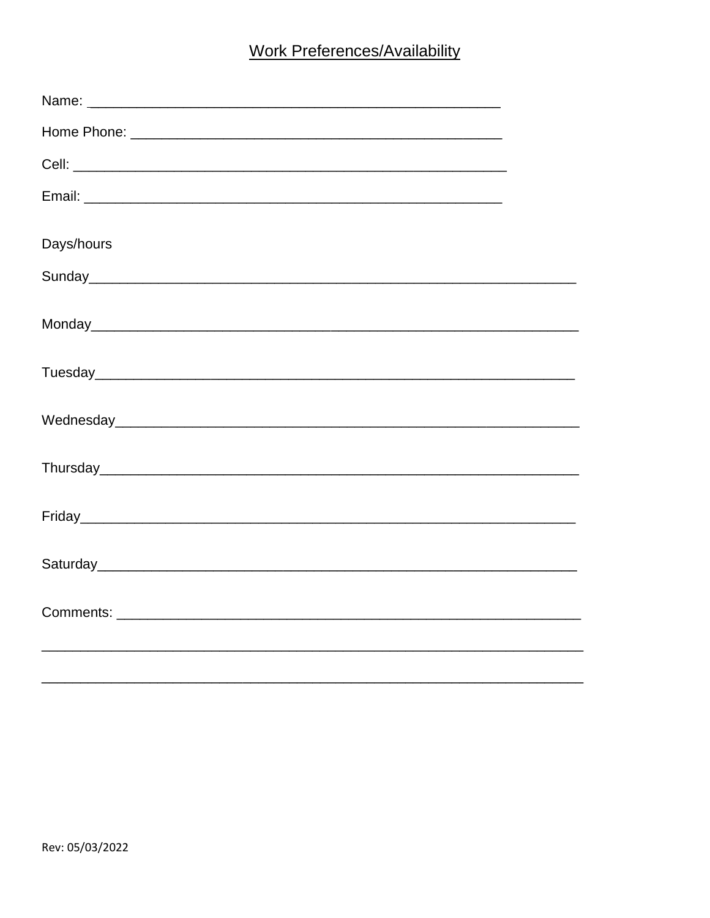# Work Preferences/Availability

Name: ____________________________________________________

Home Phone: _______________________________________________

Cell: ______________________________________________________

Email: _____________________________________________________

Days/hours

Sunday_____________________________________________________________

Monday_____________________________________________________________

Tuesday____________________________________________________________

Wednesday__________________________________________________________

Thursday___________________________________________________________

Friday_____________________________________________________________

Saturday___________________________________________________________

Comments: __________________________________________________________

_______________________________________________________________________

_______________________________________________________________________

Rev: 05/03/2022